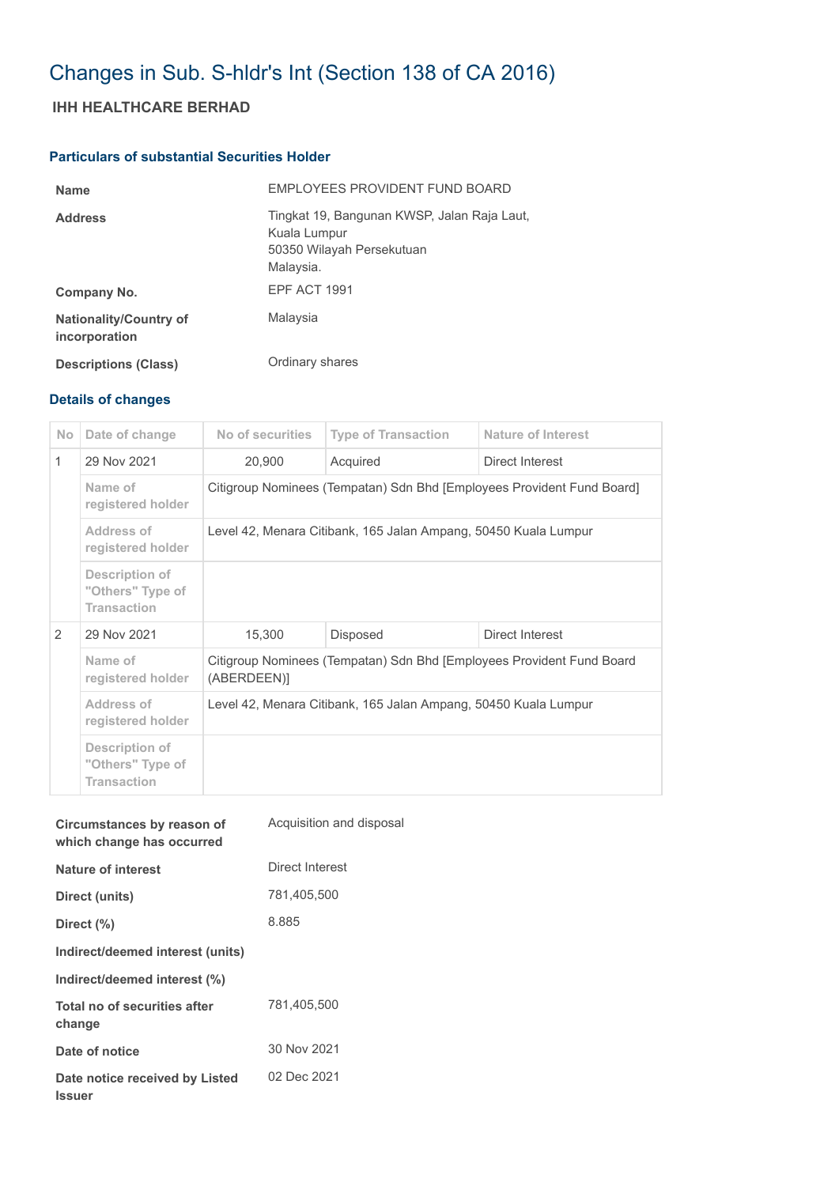# Changes in Sub. S-hldr's Int (Section 138 of CA 2016)

## IHH HEALTHCARE BERHAD

### Particulars of substantial Securities Holder

| | |
|---|---|
| **Name** | EMPLOYEES PROVIDENT FUND BOARD |
| **Address** | Tingkat 19, Bangunan KWSP, Jalan Raja Laut, Kuala Lumpur 50350 Wilayah Persekutuan Malaysia. |
| **Company No.** | EPF ACT 1991 |
| **Nationality/Country of incorporation** | Malaysia |
| **Descriptions (Class)** | Ordinary shares |

### Details of changes

| No | Date of change | No of securities | Type of Transaction | Nature of Interest |
|---|---|---|---|---|
| 1 | 29 Nov 2021 | 20,900 | Acquired | Direct Interest |
| | Name of registered holder | Citigroup Nominees (Tempatan) Sdn Bhd [Employees Provident Fund Board] | | |
| | Address of registered holder | Level 42, Menara Citibank, 165 Jalan Ampang, 50450 Kuala Lumpur | | |
| | Description of "Others" Type of Transaction | | | |
| 2 | 29 Nov 2021 | 15,300 | Disposed | Direct Interest |
| | Name of registered holder | Citigroup Nominees (Tempatan) Sdn Bhd [Employees Provident Fund Board (ABERDEEN)] | | |
| | Address of registered holder | Level 42, Menara Citibank, 165 Jalan Ampang, 50450 Kuala Lumpur | | |
| | Description of "Others" Type of Transaction | | | |

| | |
|---|---|
| **Circumstances by reason of which change has occurred** | Acquisition and disposal |
| **Nature of interest** | Direct Interest |
| **Direct (units)** | 781,405,500 |
| **Direct (%)** | 8.885 |
| **Indirect/deemed interest (units)** | |
| **Indirect/deemed interest (%)** | |
| **Total no of securities after change** | 781,405,500 |
| **Date of notice** | 30 Nov 2021 |
| **Date notice received by Listed Issuer** | 02 Dec 2021 |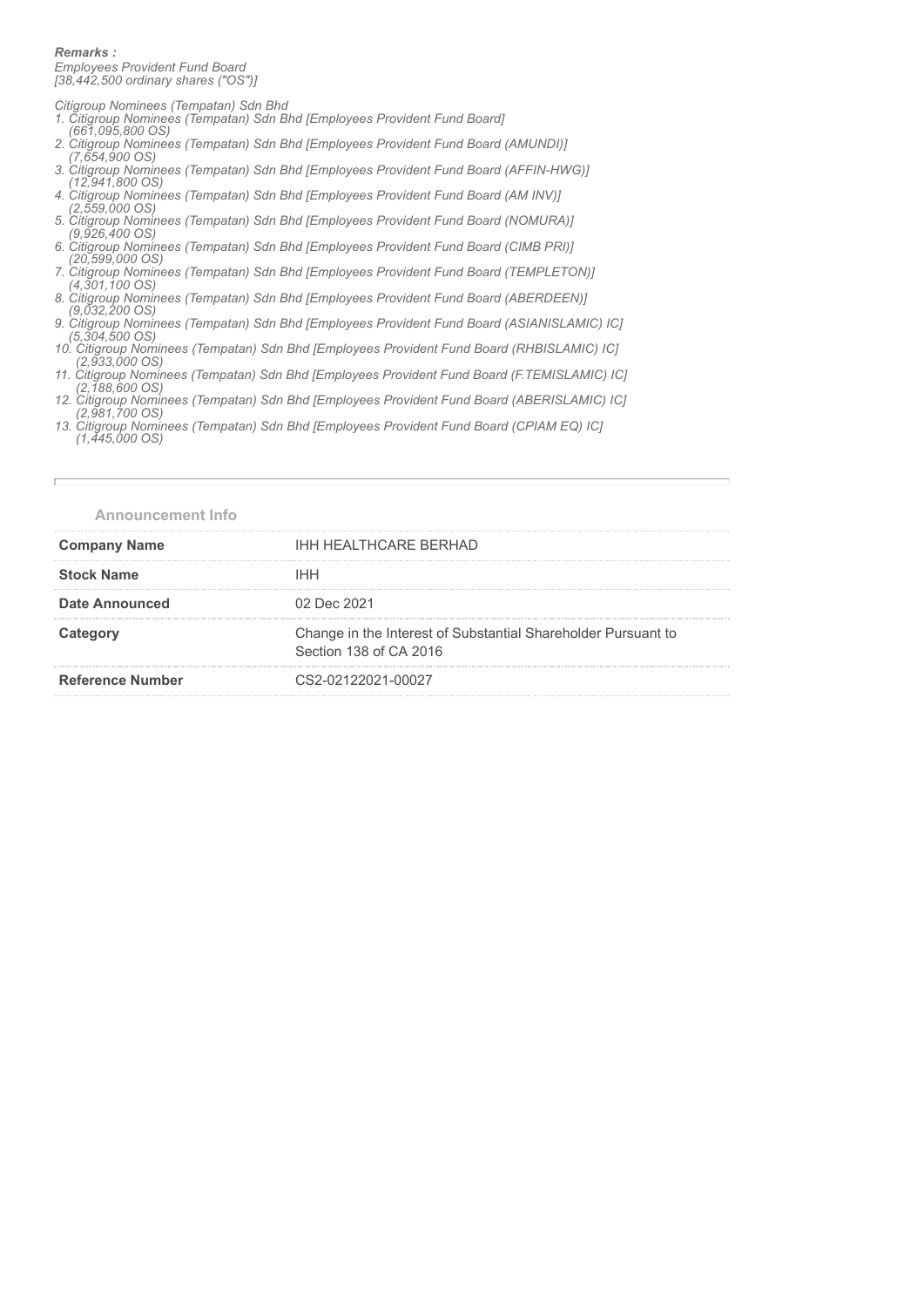***Remarks :***

*Employees Provident Fund Board*
*[38,442,500 ordinary shares ("OS")]*

*Citigroup Nominees (Tempatan) Sdn Bhd*

*1. Citigroup Nominees (Tempatan) Sdn Bhd [Employees Provident Fund Board] (661,095,800 OS)*
*2. Citigroup Nominees (Tempatan) Sdn Bhd [Employees Provident Fund Board (AMUNDI)] (7,654,900 OS)*
*3. Citigroup Nominees (Tempatan) Sdn Bhd [Employees Provident Fund Board (AFFIN-HWG)] (12,941,800 OS)*
*4. Citigroup Nominees (Tempatan) Sdn Bhd [Employees Provident Fund Board (AM INV)] (2,559,000 OS)*
*5. Citigroup Nominees (Tempatan) Sdn Bhd [Employees Provident Fund Board (NOMURA)] (9,926,400 OS)*
*6. Citigroup Nominees (Tempatan) Sdn Bhd [Employees Provident Fund Board (CIMB PRI)] (20,599,000 OS)*
*7. Citigroup Nominees (Tempatan) Sdn Bhd [Employees Provident Fund Board (TEMPLETON)] (4,301,100 OS)*
*8. Citigroup Nominees (Tempatan) Sdn Bhd [Employees Provident Fund Board (ABERDEEN)] (9,032,200 OS)*
*9. Citigroup Nominees (Tempatan) Sdn Bhd [Employees Provident Fund Board (ASIANISLAMIC) IC] (5,304,500 OS)*
*10. Citigroup Nominees (Tempatan) Sdn Bhd [Employees Provident Fund Board (RHBISLAMIC) IC] (2,933,000 OS)*
*11. Citigroup Nominees (Tempatan) Sdn Bhd [Employees Provident Fund Board (F.TEMISLAMIC) IC] (2,188,600 OS)*
*12. Citigroup Nominees (Tempatan) Sdn Bhd [Employees Provident Fund Board (ABERISLAMIC) IC] (2,981,700 OS)*
*13. Citigroup Nominees (Tempatan) Sdn Bhd [Employees Provident Fund Board (CPIAM EQ) IC] (1,445,000 OS)*

### Announcement Info

| | |
|---|---|
| **Company Name** | IHH HEALTHCARE BERHAD |
| **Stock Name** | IHH |
| **Date Announced** | 02 Dec 2021 |
| **Category** | Change in the Interest of Substantial Shareholder Pursuant to Section 138 of CA 2016 |
| **Reference Number** | CS2-02122021-00027 |